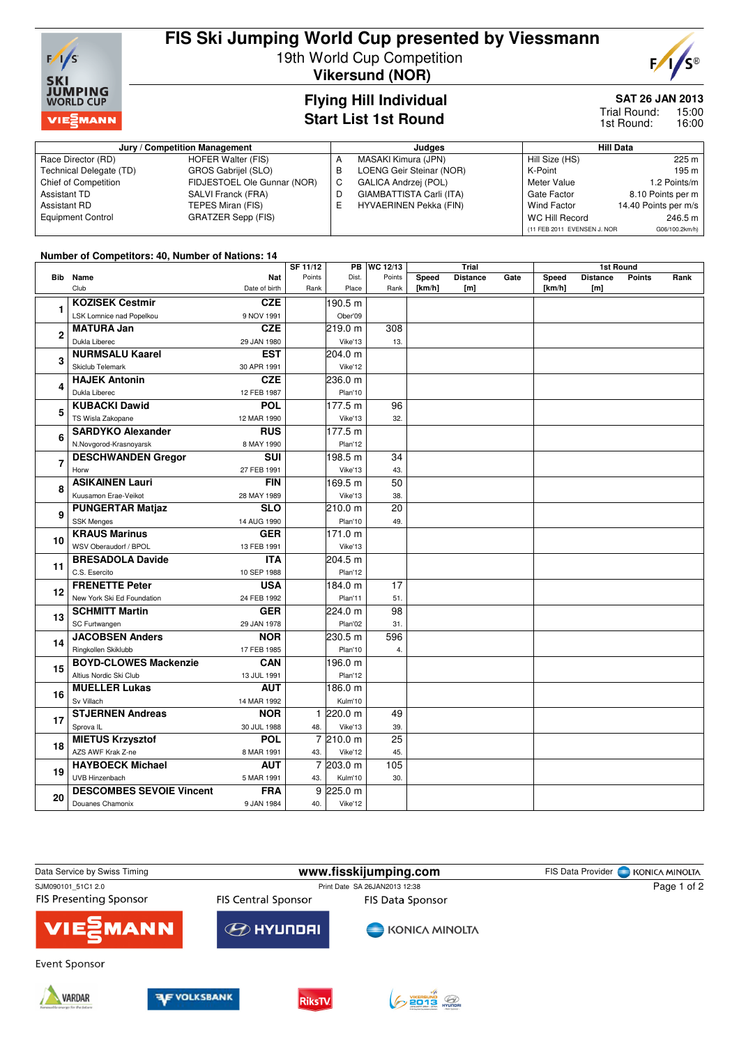# FIS Ski Jumping World Cup presented by Viessmann

19th World Cup Competition
**Vikersund (NOR)**

## Flying Hill Individual
## Start List 1st Round

**SAT 26 JAN 2013**
Trial Round: 15:00
1st Round: 16:00

| Jury / Competition Management | | Judges | | Hill Data | |
|---|---|---|---|---|---|
| Race Director (RD) | HOFER Walter (FIS) | A | MASAKI Kimura (JPN) | Hill Size (HS) | 225 m |
| Technical Delegate (TD) | GROS Gabrijel (SLO) | B | LOENG Geir Steinar (NOR) | K-Point | 195 m |
| Chief of Competition | FIDJESTOEL Ole Gunnar (NOR) | C | GALICA Andrzej (POL) | Meter Value | 1.2 Points/m |
| Assistant TD | SALVI Franck (FRA) | D | GIAMBATTISTA Carli (ITA) | Gate Factor | 8.10 Points per m |
| Assistant RD | TEPES Miran (FIS) | E | HYVAERINEN Pekka (FIN) | Wind Factor | 14.40 Points per m/s |
| Equipment Control | GRATZER Sepp (FIS) | | | WC Hill Record | 246.5 m |
| | | | | (11 FEB 2011 EVENSEN J. NOR | G06/100.2km/h) |

Number of Competitors: 40, Number of Nations: 14

| Bib | Name / Club | Nat / Date of birth | SF 11/12 Points / Rank | PB Dist. / Place | WC 12/13 Points / Rank | Trial Speed [km/h] | Trial Distance [m] | Trial Gate | 1st Round Speed [km/h] | 1st Round Distance [m] | 1st Round Points | 1st Round Rank |
|---|---|---|---|---|---|---|---|---|---|---|---|---|
| 1 | **KOZISEK Cestmir**<br>LSK Lomnice nad Popelkou | **CZE**<br>9 NOV 1991 | | 190.5 m<br>Ober'09 | | | | | | | | |
| 2 | **MATURA Jan**<br>Dukla Liberec | **CZE**<br>29 JAN 1980 | | 219.0 m<br>Vike'13 | 308<br>13. | | | | | | | |
| 3 | **NURMSALU Kaarel**<br>Skiclub Telemark | **EST**<br>30 APR 1991 | | 204.0 m<br>Vike'12 | | | | | | | | |
| 4 | **HAJEK Antonin**<br>Dukla Liberec | **CZE**<br>12 FEB 1987 | | 236.0 m<br>Plan'10 | | | | | | | | |
| 5 | **KUBACKI Dawid**<br>TS Wisla Zakopane | **POL**<br>12 MAR 1990 | | 177.5 m<br>Vike'13 | 96<br>32. | | | | | | | |
| 6 | **SARDYKO Alexander**<br>N.Novgorod-Krasnoyarsk | **RUS**<br>8 MAY 1990 | | 177.5 m<br>Plan'12 | | | | | | | | |
| 7 | **DESCHWANDEN Gregor**<br>Horw | **SUI**<br>27 FEB 1991 | | 198.5 m<br>Vike'13 | 34<br>43. | | | | | | | |
| 8 | **ASIKAINEN Lauri**<br>Kuusamon Erae-Veikot | **FIN**<br>28 MAY 1989 | | 169.5 m<br>Vike'13 | 50<br>38. | | | | | | | |
| 9 | **PUNGERTAR Matjaz**<br>SSK Menges | **SLO**<br>14 AUG 1990 | | 210.0 m<br>Plan'10 | 20<br>49. | | | | | | | |
| 10 | **KRAUS Marinus**<br>WSV Oberaudorf / BPOL | **GER**<br>13 FEB 1991 | | 171.0 m<br>Vike'13 | | | | | | | | |
| 11 | **BRESADOLA Davide**<br>C.S. Esercito | **ITA**<br>10 SEP 1988 | | 204.5 m<br>Plan'12 | | | | | | | | |
| 12 | **FRENETTE Peter**<br>New York Ski Ed Foundation | **USA**<br>24 FEB 1992 | | 184.0 m<br>Plan'11 | 17<br>51. | | | | | | | |
| 13 | **SCHMITT Martin**<br>SC Furtwangen | **GER**<br>29 JAN 1978 | | 224.0 m<br>Plan'02 | 98<br>31. | | | | | | | |
| 14 | **JACOBSEN Anders**<br>Ringkollen Skiklubb | **NOR**<br>17 FEB 1985 | | 230.5 m<br>Plan'10 | 596<br>4. | | | | | | | |
| 15 | **BOYD-CLOWES Mackenzie**<br>Altius Nordic Ski Club | **CAN**<br>13 JUL 1991 | | 196.0 m<br>Plan'12 | | | | | | | | |
| 16 | **MUELLER Lukas**<br>Sv Villach | **AUT**<br>14 MAR 1992 | | 186.0 m<br>Kulm'10 | | | | | | | | |
| 17 | **STJERNEN Andreas**<br>Sprova IL | **NOR**<br>30 JUL 1988 | 1<br>48. | 220.0 m<br>Vike'13 | 49<br>39. | | | | | | | |
| 18 | **MIETUS Krzysztof**<br>AZS AWF Krak Z-ne | **POL**<br>8 MAR 1991 | 7<br>43. | 210.0 m<br>Vike'12 | 25<br>45. | | | | | | | |
| 19 | **HAYBOECK Michael**<br>UVB Hinzenbach | **AUT**<br>5 MAR 1991 | 7<br>43. | 203.0 m<br>Kulm'10 | 105<br>30. | | | | | | | |
| 20 | **DESCOMBES SEVOIE Vincent**<br>Douanes Chamonix | **FRA**<br>9 JAN 1984 | 9<br>40. | 225.0 m<br>Vike'12 | | | | | | | | |

Data Service by Swiss Timing — www.fisskijumping.com — FIS Data Provider KONICA MINOLTA

SJM090101_51C1 2.0 — Print Date SA 26JAN2013 12:38

FIS Presenting Sponsor: VIESSMANN — FIS Central Sponsor: HYUNDAI — FIS Data Sponsor: KONICA MINOLTA

Event Sponsor: VARDAR, VOLKSBANK, RiksTV, VIKERSUND 2013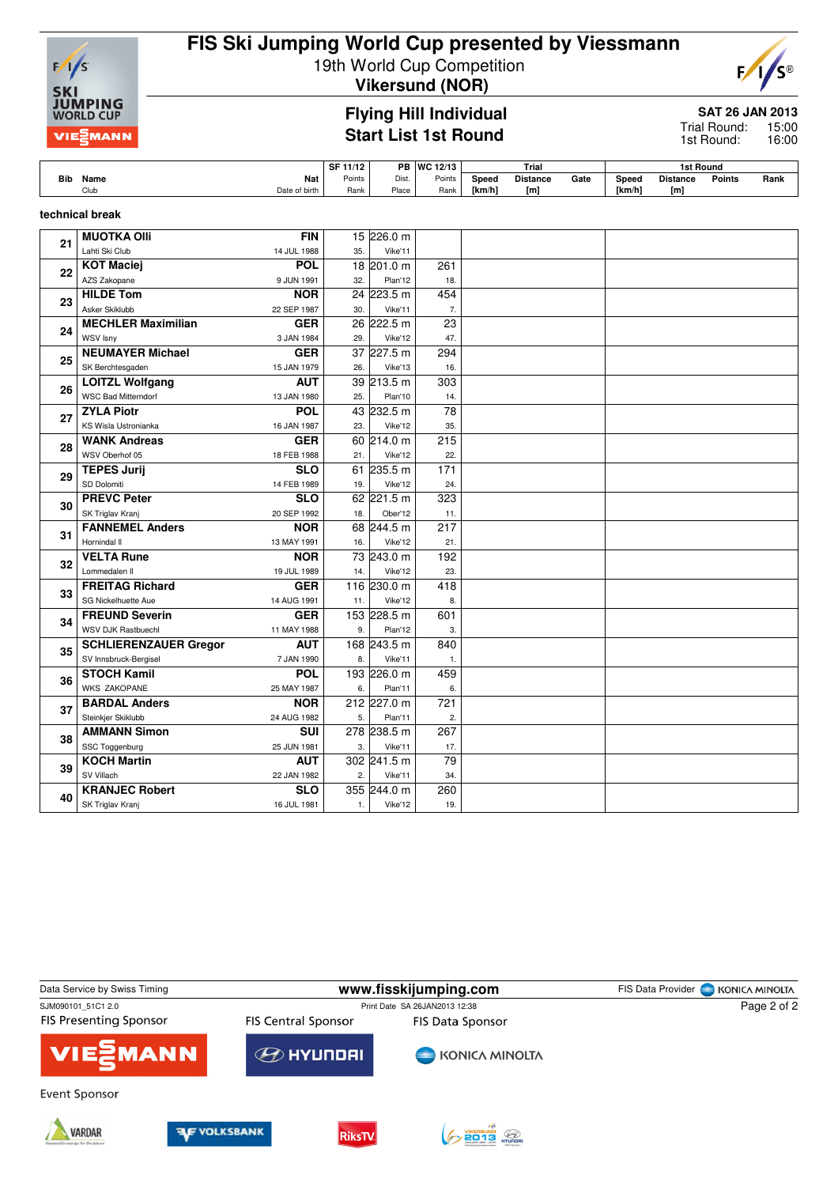# FIS Ski Jumping World Cup presented by Viessmann

19th World Cup Competition
**Vikersund (NOR)**

## Flying Hill Individual
## Start List 1st Round

**SAT 26 JAN 2013**
Trial Round: 15:00
1st Round: 16:00

| Bib | Name / Club | Nat / Date of birth | SF 11/12 Points / Rank | PB Dist. / Place | WC 12/13 Points / Rank | Trial Speed [km/h] | Trial Distance [m] | Trial Gate | 1st Round Speed [km/h] | 1st Round Distance [m] | 1st Round Points | 1st Round Rank |
|---|---|---|---|---|---|---|---|---|---|---|---|---|
| technical break | | | | | | | | | | | | |
| 21 | **MUOTKA Olli** / Lahti Ski Club | FIN / 14 JUL 1988 | 15 / 35. | 226.0 m / Vike'11 | | | | | | | | |
| 22 | **KOT Maciej** / AZS Zakopane | POL / 9 JUN 1991 | 18 / 32. | 201.0 m / Plan'12 | 261 / 18. | | | | | | | |
| 23 | **HILDE Tom** / Asker Skiklubb | NOR / 22 SEP 1987 | 24 / 30. | 223.5 m / Vike'11 | 454 / 7. | | | | | | | |
| 24 | **MECHLER Maximilian** / WSV Isny | GER / 3 JAN 1984 | 26 / 29. | 222.5 m / Vike'12 | 23 / 47. | | | | | | | |
| 25 | **NEUMAYER Michael** / SK Berchtesgaden | GER / 15 JAN 1979 | 37 / 26. | 227.5 m / Vike'13 | 294 / 16. | | | | | | | |
| 26 | **LOITZL Wolfgang** / WSC Bad Mitterndorf | AUT / 13 JAN 1980 | 39 / 25. | 213.5 m / Plan'10 | 303 / 14. | | | | | | | |
| 27 | **ZYLA Piotr** / KS Wisla Ustronianka | POL / 16 JAN 1987 | 43 / 23. | 232.5 m / Vike'12 | 78 / 35. | | | | | | | |
| 28 | **WANK Andreas** / WSV Oberhof 05 | GER / 18 FEB 1988 | 60 / 21. | 214.0 m / Vike'12 | 215 / 22. | | | | | | | |
| 29 | **TEPES Jurij** / SD Dolomiti | SLO / 14 FEB 1989 | 61 / 19. | 235.5 m / Vike'12 | 171 / 24. | | | | | | | |
| 30 | **PREVC Peter** / SK Triglav Kranj | SLO / 20 SEP 1992 | 62 / 18. | 221.5 m / Ober'12 | 323 / 11. | | | | | | | |
| 31 | **FANNEMEL Anders** / Hornindal Il | NOR / 13 MAY 1991 | 68 / 16. | 244.5 m / Vike'12 | 217 / 21. | | | | | | | |
| 32 | **VELTA Rune** / Lommedalen Il | NOR / 19 JUL 1989 | 73 / 14. | 243.0 m / Vike'12 | 192 / 23. | | | | | | | |
| 33 | **FREITAG Richard** / SG Nickelhuette Aue | GER / 14 AUG 1991 | 116 / 11. | 230.0 m / Vike'12 | 418 / 8. | | | | | | | |
| 34 | **FREUND Severin** / WSV DJK Rastbuechl | GER / 11 MAY 1988 | 153 / 9. | 228.5 m / Plan'12 | 601 / 3. | | | | | | | |
| 35 | **SCHLIERENZAUER Gregor** / SV Innsbruck-Bergisel | AUT / 7 JAN 1990 | 168 / 8. | 243.5 m / Vike'11 | 840 / 1. | | | | | | | |
| 36 | **STOCH Kamil** / WKS ZAKOPANE | POL / 25 MAY 1987 | 193 / 6. | 226.0 m / Plan'11 | 459 / 6. | | | | | | | |
| 37 | **BARDAL Anders** / Steinkjer Skiklubb | NOR / 24 AUG 1982 | 212 / 5. | 227.0 m / Plan'11 | 721 / 2. | | | | | | | |
| 38 | **AMMANN Simon** / SSC Toggenburg | SUI / 25 JUN 1981 | 278 / 3. | 238.5 m / Vike'11 | 267 / 17. | | | | | | | |
| 39 | **KOCH Martin** / SV Villach | AUT / 22 JAN 1982 | 302 / 2. | 241.5 m / Vike'11 | 79 / 34. | | | | | | | |
| 40 | **KRANJEC Robert** / SK Triglav Kranj | SLO / 16 JUL 1981 | 355 / 1. | 244.0 m / Vike'12 | 260 / 19. | | | | | | | |

Data Service by Swiss Timing — www.fisskijumping.com — FIS Data Provider KONICA MINOLTA

SJM090101_51C1 2.0 — Print Date SA 26JAN2013 12:38

FIS Presenting Sponsor: VIESSMANN — FIS Central Sponsor: HYUNDAI — FIS Data Sponsor: KONICA MINOLTA

Event Sponsor: VARDAR, VOLKSBANK, RiksTV, VIKERSUND 2013, HYUNDAI